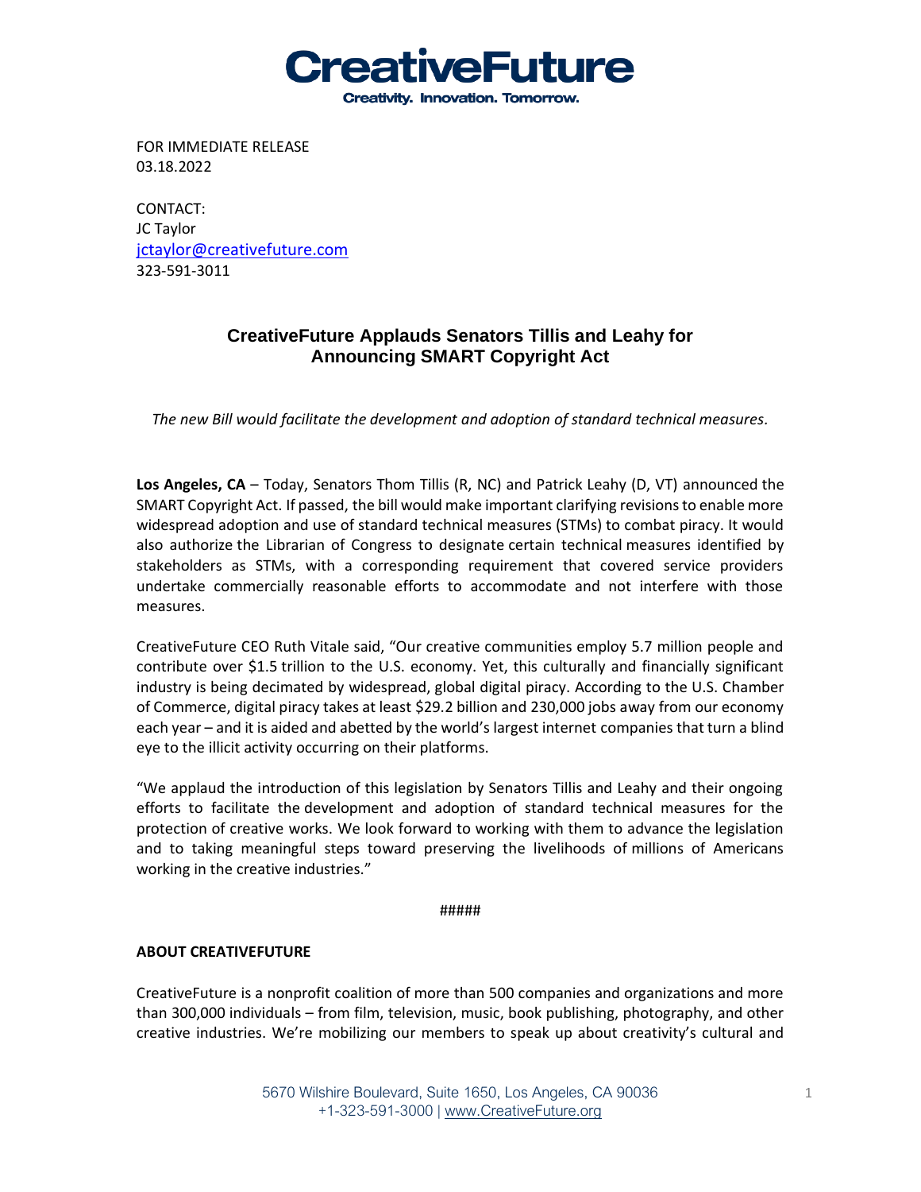# CreativeFuture

**Creativity. Innovation. Tomorrow.**

FOR IMMEDIATE RELEASE
03.18.2022

CONTACT:
JC Taylor
jctaylor@creativefuture.com
323-591-3011

## CreativeFuture Applauds Senators Tillis and Leahy for Announcing SMART Copyright Act

*The new Bill would facilitate the development and adoption of standard technical measures.*

**Los Angeles, CA** – Today, Senators Thom Tillis (R, NC) and Patrick Leahy (D, VT) announced the SMART Copyright Act. If passed, the bill would make important clarifying revisions to enable more widespread adoption and use of standard technical measures (STMs) to combat piracy. It would also authorize the Librarian of Congress to designate certain technical measures identified by stakeholders as STMs, with a corresponding requirement that covered service providers undertake commercially reasonable efforts to accommodate and not interfere with those measures.

CreativeFuture CEO Ruth Vitale said, "Our creative communities employ 5.7 million people and contribute over $1.5 trillion to the U.S. economy. Yet, this culturally and financially significant industry is being decimated by widespread, global digital piracy. According to the U.S. Chamber of Commerce, digital piracy takes at least $29.2 billion and 230,000 jobs away from our economy each year – and it is aided and abetted by the world's largest internet companies that turn a blind eye to the illicit activity occurring on their platforms.

"We applaud the introduction of this legislation by Senators Tillis and Leahy and their ongoing efforts to facilitate the development and adoption of standard technical measures for the protection of creative works. We look forward to working with them to advance the legislation and to taking meaningful steps toward preserving the livelihoods of millions of Americans working in the creative industries."

#####

**ABOUT CREATIVEFUTURE**

CreativeFuture is a nonprofit coalition of more than 500 companies and organizations and more than 300,000 individuals – from film, television, music, book publishing, photography, and other creative industries. We're mobilizing our members to speak up about creativity's cultural and

5670 Wilshire Boulevard, Suite 1650, Los Angeles, CA 90036
+1-323-591-3000 | www.CreativeFuture.org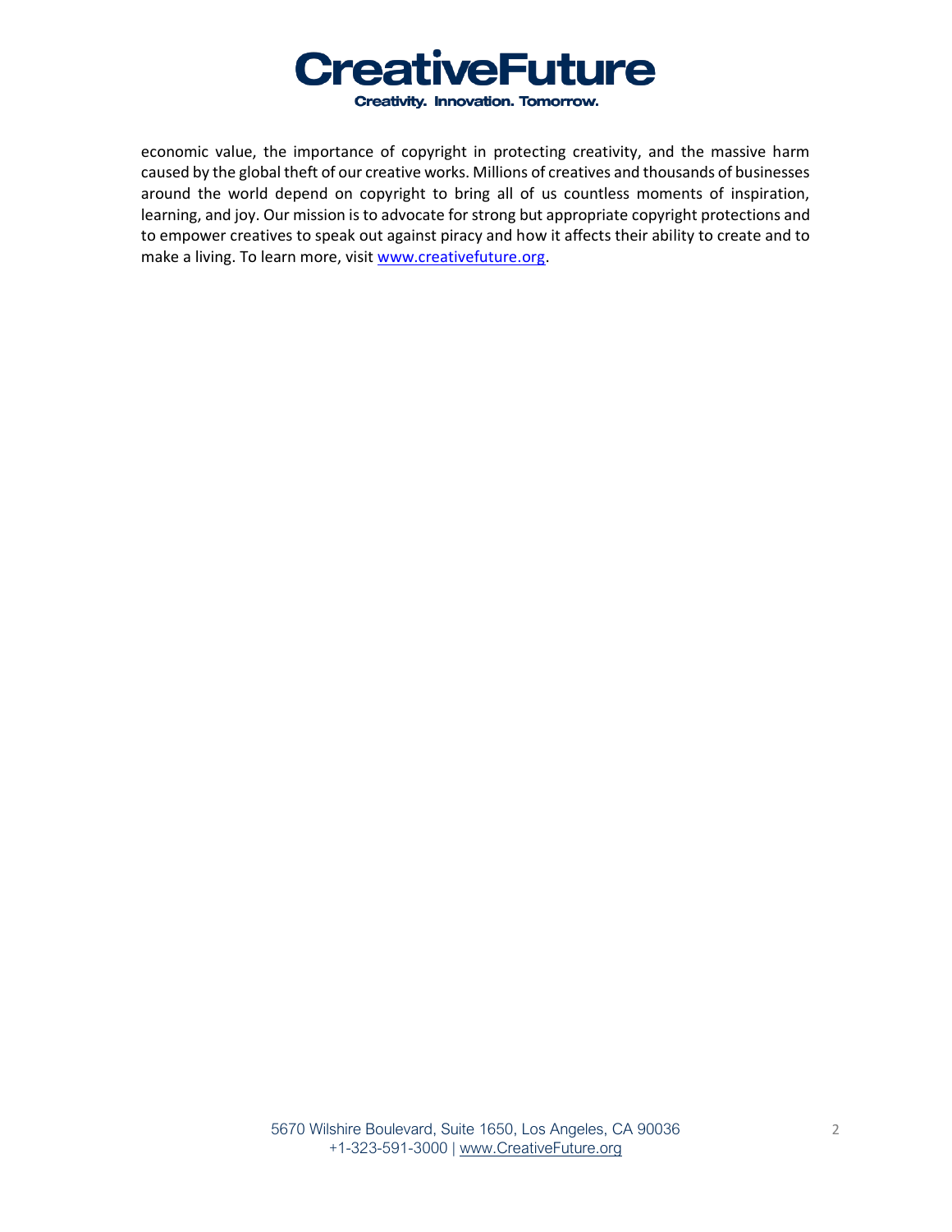economic value, the importance of copyright in protecting creativity, and the massive harm caused by the global theft of our creative works. Millions of creatives and thousands of businesses around the world depend on copyright to bring all of us countless moments of inspiration, learning, and joy. Our mission is to advocate for strong but appropriate copyright protections and to empower creatives to speak out against piracy and how it affects their ability to create and to make a living. To learn more, visit [www.creativefuture.org](http://www.creativefuture.org).